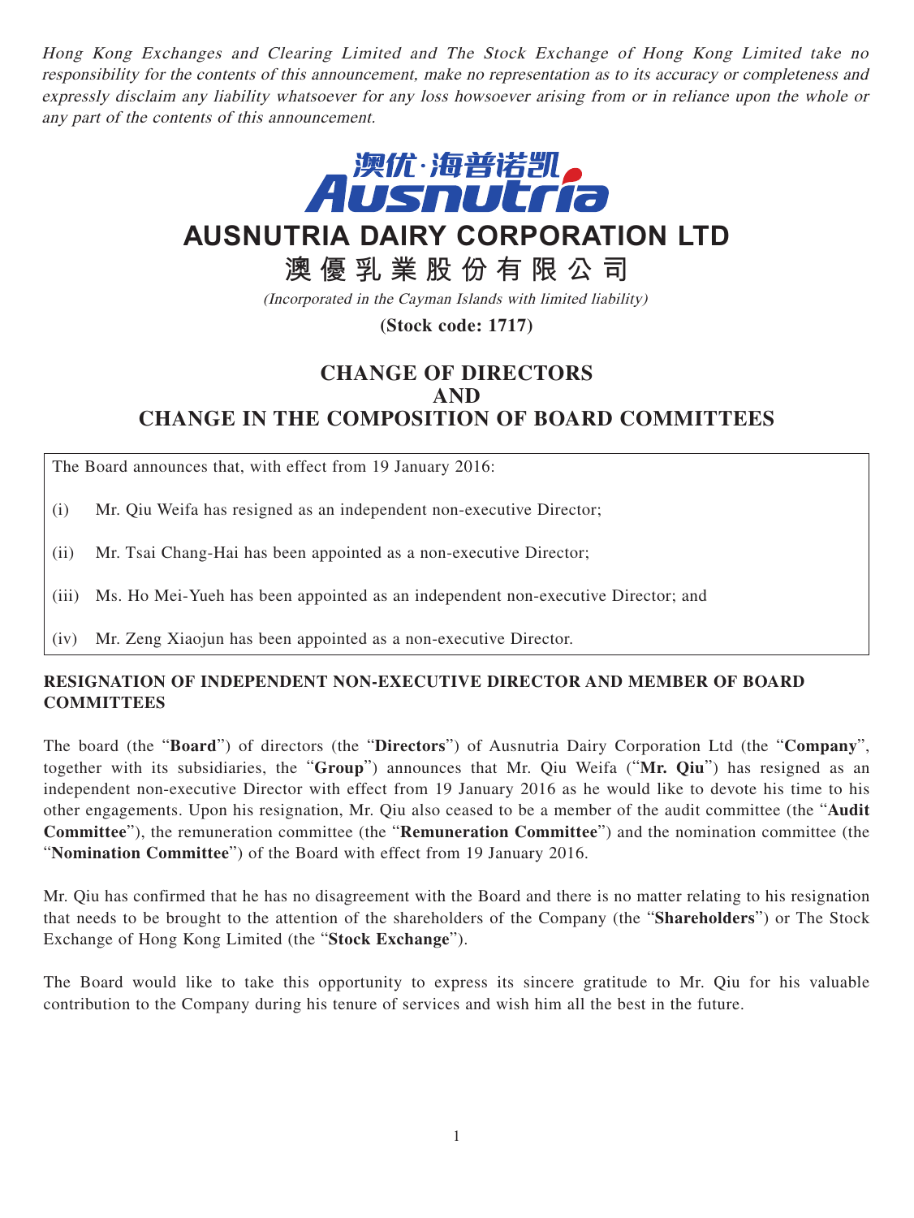*Hong Kong Exchanges and Clearing Limited and The Stock Exchange of Hong Kong Limited take no responsibility for the contents of this announcement, make no representation as to its accuracy or completeness and expressly disclaim any liability whatsoever for any loss howsoever arising from or in reliance upon the whole or any part of the contents of this announcement.*

澳优·海普诺凯
Ausnutria

# AUSNUTRIA DAIRY CORPORATION LTD

# 澳優乳業股份有限公司

*(Incorporated in the Cayman Islands with limited liability)*

**(Stock code: 1717)**

# CHANGE OF DIRECTORS
# AND
# CHANGE IN THE COMPOSITION OF BOARD COMMITTEES

The Board announces that, with effect from 19 January 2016:

(i) Mr. Qiu Weifa has resigned as an independent non-executive Director;

(ii) Mr. Tsai Chang-Hai has been appointed as a non-executive Director;

(iii) Ms. Ho Mei-Yueh has been appointed as an independent non-executive Director; and

(iv) Mr. Zeng Xiaojun has been appointed as a non-executive Director.

## RESIGNATION OF INDEPENDENT NON-EXECUTIVE DIRECTOR AND MEMBER OF BOARD COMMITTEES

The board (the "**Board**") of directors (the "**Directors**") of Ausnutria Dairy Corporation Ltd (the "**Company**", together with its subsidiaries, the "**Group**") announces that Mr. Qiu Weifa ("**Mr. Qiu**") has resigned as an independent non-executive Director with effect from 19 January 2016 as he would like to devote his time to his other engagements. Upon his resignation, Mr. Qiu also ceased to be a member of the audit committee (the "**Audit Committee**"), the remuneration committee (the "**Remuneration Committee**") and the nomination committee (the "**Nomination Committee**") of the Board with effect from 19 January 2016.

Mr. Qiu has confirmed that he has no disagreement with the Board and there is no matter relating to his resignation that needs to be brought to the attention of the shareholders of the Company (the "**Shareholders**") or The Stock Exchange of Hong Kong Limited (the "**Stock Exchange**").

The Board would like to take this opportunity to express its sincere gratitude to Mr. Qiu for his valuable contribution to the Company during his tenure of services and wish him all the best in the future.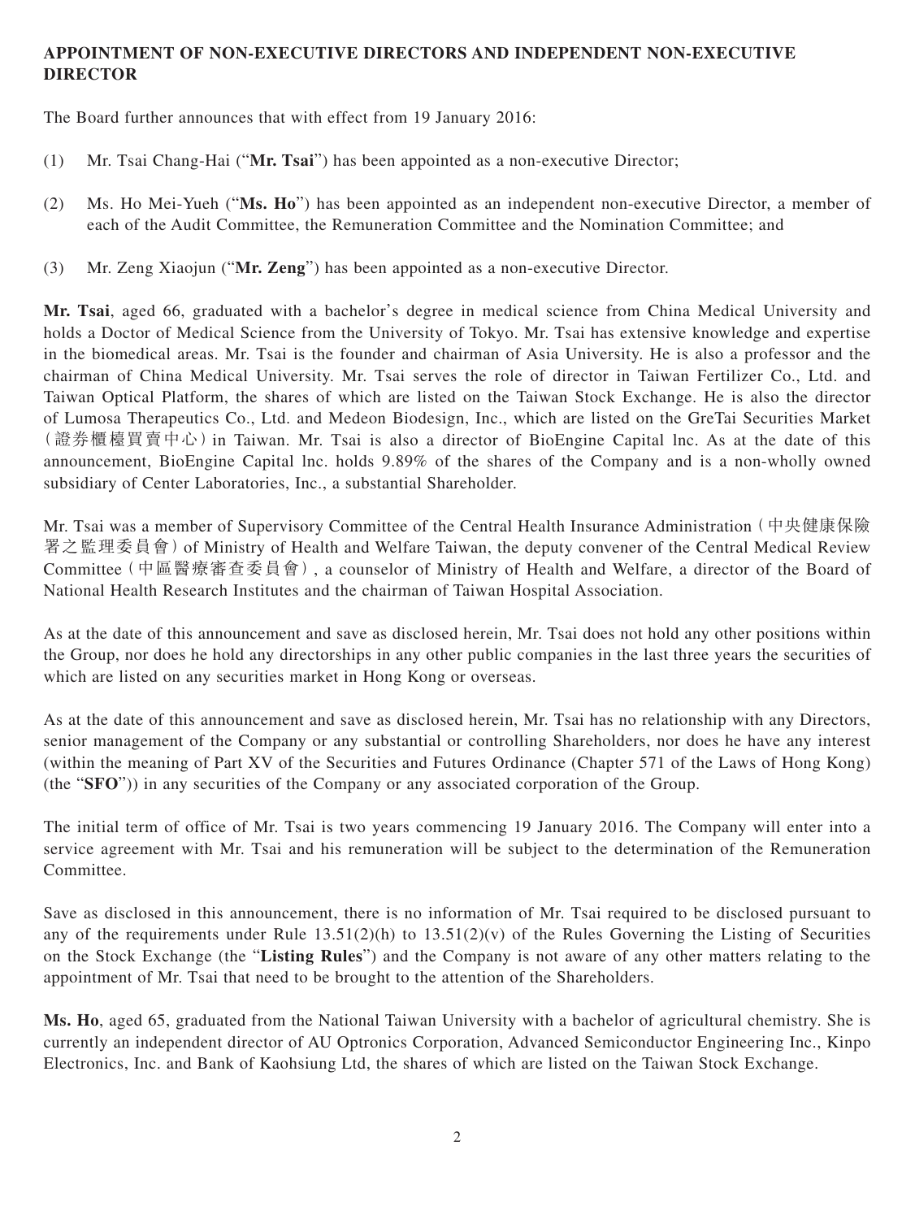**APPOINTMENT OF NON-EXECUTIVE DIRECTORS AND INDEPENDENT NON-EXECUTIVE DIRECTOR**

The Board further announces that with effect from 19 January 2016:

(1) Mr. Tsai Chang-Hai ("**Mr. Tsai**") has been appointed as a non-executive Director;

(2) Ms. Ho Mei-Yueh ("**Ms. Ho**") has been appointed as an independent non-executive Director, a member of each of the Audit Committee, the Remuneration Committee and the Nomination Committee; and

(3) Mr. Zeng Xiaojun ("**Mr. Zeng**") has been appointed as a non-executive Director.

**Mr. Tsai**, aged 66, graduated with a bachelor's degree in medical science from China Medical University and holds a Doctor of Medical Science from the University of Tokyo. Mr. Tsai has extensive knowledge and expertise in the biomedical areas. Mr. Tsai is the founder and chairman of Asia University. He is also a professor and the chairman of China Medical University. Mr. Tsai serves the role of director in Taiwan Fertilizer Co., Ltd. and Taiwan Optical Platform, the shares of which are listed on the Taiwan Stock Exchange. He is also the director of Lumosa Therapeutics Co., Ltd. and Medeon Biodesign, Inc., which are listed on the GreTai Securities Market (證券櫃檯買賣中心) in Taiwan. Mr. Tsai is also a director of BioEngine Capital lnc. As at the date of this announcement, BioEngine Capital lnc. holds 9.89% of the shares of the Company and is a non-wholly owned subsidiary of Center Laboratories, Inc., a substantial Shareholder.

Mr. Tsai was a member of Supervisory Committee of the Central Health Insurance Administration (中央健康保險署之監理委員會) of Ministry of Health and Welfare Taiwan, the deputy convener of the Central Medical Review Committee (中區醫療審查委員會), a counselor of Ministry of Health and Welfare, a director of the Board of National Health Research Institutes and the chairman of Taiwan Hospital Association.

As at the date of this announcement and save as disclosed herein, Mr. Tsai does not hold any other positions within the Group, nor does he hold any directorships in any other public companies in the last three years the securities of which are listed on any securities market in Hong Kong or overseas.

As at the date of this announcement and save as disclosed herein, Mr. Tsai has no relationship with any Directors, senior management of the Company or any substantial or controlling Shareholders, nor does he have any interest (within the meaning of Part XV of the Securities and Futures Ordinance (Chapter 571 of the Laws of Hong Kong) (the "**SFO**")) in any securities of the Company or any associated corporation of the Group.

The initial term of office of Mr. Tsai is two years commencing 19 January 2016. The Company will enter into a service agreement with Mr. Tsai and his remuneration will be subject to the determination of the Remuneration Committee.

Save as disclosed in this announcement, there is no information of Mr. Tsai required to be disclosed pursuant to any of the requirements under Rule 13.51(2)(h) to 13.51(2)(v) of the Rules Governing the Listing of Securities on the Stock Exchange (the "**Listing Rules**") and the Company is not aware of any other matters relating to the appointment of Mr. Tsai that need to be brought to the attention of the Shareholders.

**Ms. Ho**, aged 65, graduated from the National Taiwan University with a bachelor of agricultural chemistry. She is currently an independent director of AU Optronics Corporation, Advanced Semiconductor Engineering Inc., Kinpo Electronics, Inc. and Bank of Kaohsiung Ltd, the shares of which are listed on the Taiwan Stock Exchange.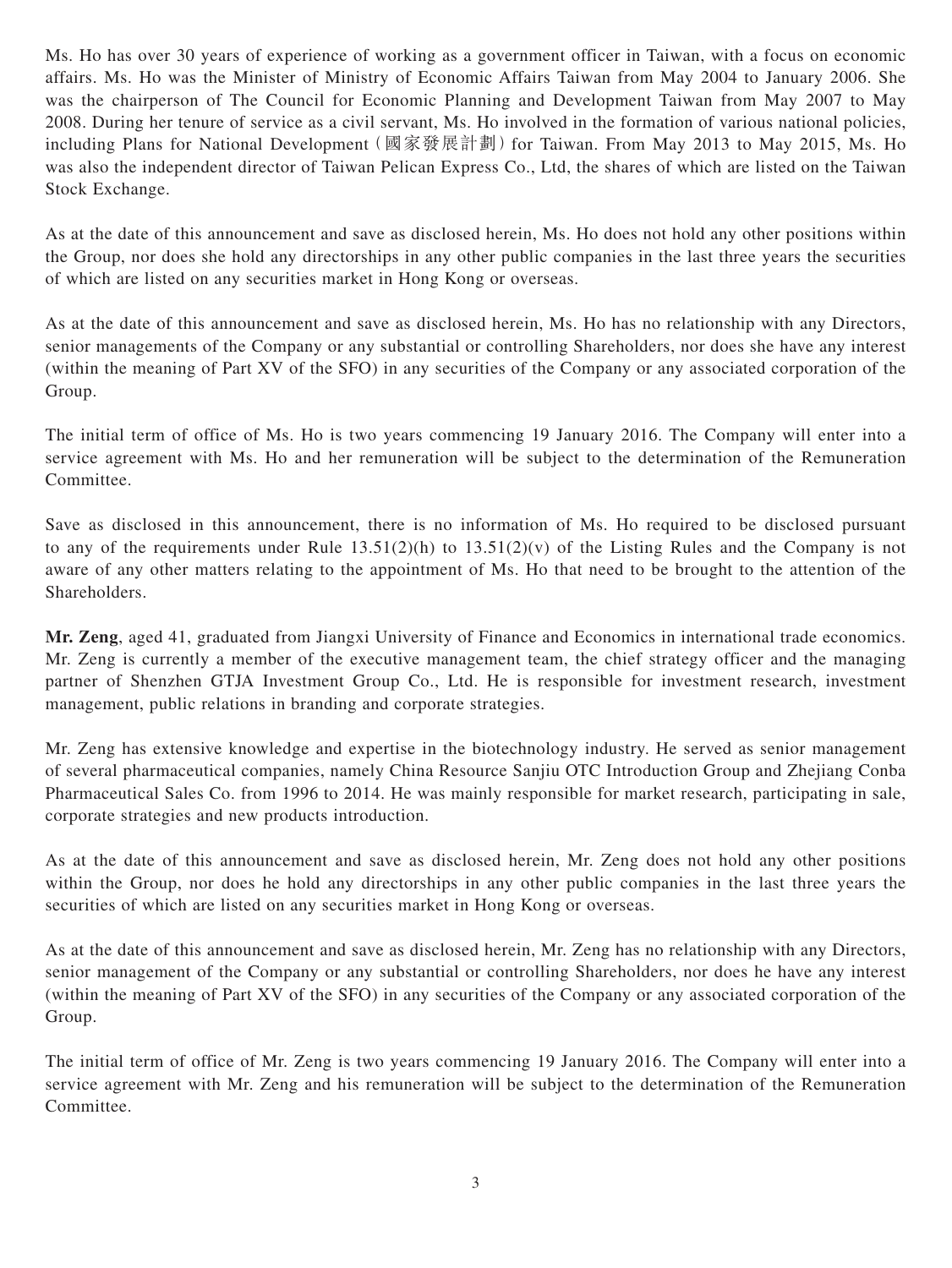Ms. Ho has over 30 years of experience of working as a government officer in Taiwan, with a focus on economic affairs. Ms. Ho was the Minister of Ministry of Economic Affairs Taiwan from May 2004 to January 2006. She was the chairperson of The Council for Economic Planning and Development Taiwan from May 2007 to May 2008. During her tenure of service as a civil servant, Ms. Ho involved in the formation of various national policies, including Plans for National Development（國家發展計劃）for Taiwan. From May 2013 to May 2015, Ms. Ho was also the independent director of Taiwan Pelican Express Co., Ltd, the shares of which are listed on the Taiwan Stock Exchange.

As at the date of this announcement and save as disclosed herein, Ms. Ho does not hold any other positions within the Group, nor does she hold any directorships in any other public companies in the last three years the securities of which are listed on any securities market in Hong Kong or overseas.

As at the date of this announcement and save as disclosed herein, Ms. Ho has no relationship with any Directors, senior managements of the Company or any substantial or controlling Shareholders, nor does she have any interest (within the meaning of Part XV of the SFO) in any securities of the Company or any associated corporation of the Group.

The initial term of office of Ms. Ho is two years commencing 19 January 2016. The Company will enter into a service agreement with Ms. Ho and her remuneration will be subject to the determination of the Remuneration Committee.

Save as disclosed in this announcement, there is no information of Ms. Ho required to be disclosed pursuant to any of the requirements under Rule 13.51(2)(h) to 13.51(2)(v) of the Listing Rules and the Company is not aware of any other matters relating to the appointment of Ms. Ho that need to be brought to the attention of the Shareholders.

**Mr. Zeng**, aged 41, graduated from Jiangxi University of Finance and Economics in international trade economics. Mr. Zeng is currently a member of the executive management team, the chief strategy officer and the managing partner of Shenzhen GTJA Investment Group Co., Ltd. He is responsible for investment research, investment management, public relations in branding and corporate strategies.

Mr. Zeng has extensive knowledge and expertise in the biotechnology industry. He served as senior management of several pharmaceutical companies, namely China Resource Sanjiu OTC Introduction Group and Zhejiang Conba Pharmaceutical Sales Co. from 1996 to 2014. He was mainly responsible for market research, participating in sale, corporate strategies and new products introduction.

As at the date of this announcement and save as disclosed herein, Mr. Zeng does not hold any other positions within the Group, nor does he hold any directorships in any other public companies in the last three years the securities of which are listed on any securities market in Hong Kong or overseas.

As at the date of this announcement and save as disclosed herein, Mr. Zeng has no relationship with any Directors, senior management of the Company or any substantial or controlling Shareholders, nor does he have any interest (within the meaning of Part XV of the SFO) in any securities of the Company or any associated corporation of the Group.

The initial term of office of Mr. Zeng is two years commencing 19 January 2016. The Company will enter into a service agreement with Mr. Zeng and his remuneration will be subject to the determination of the Remuneration Committee.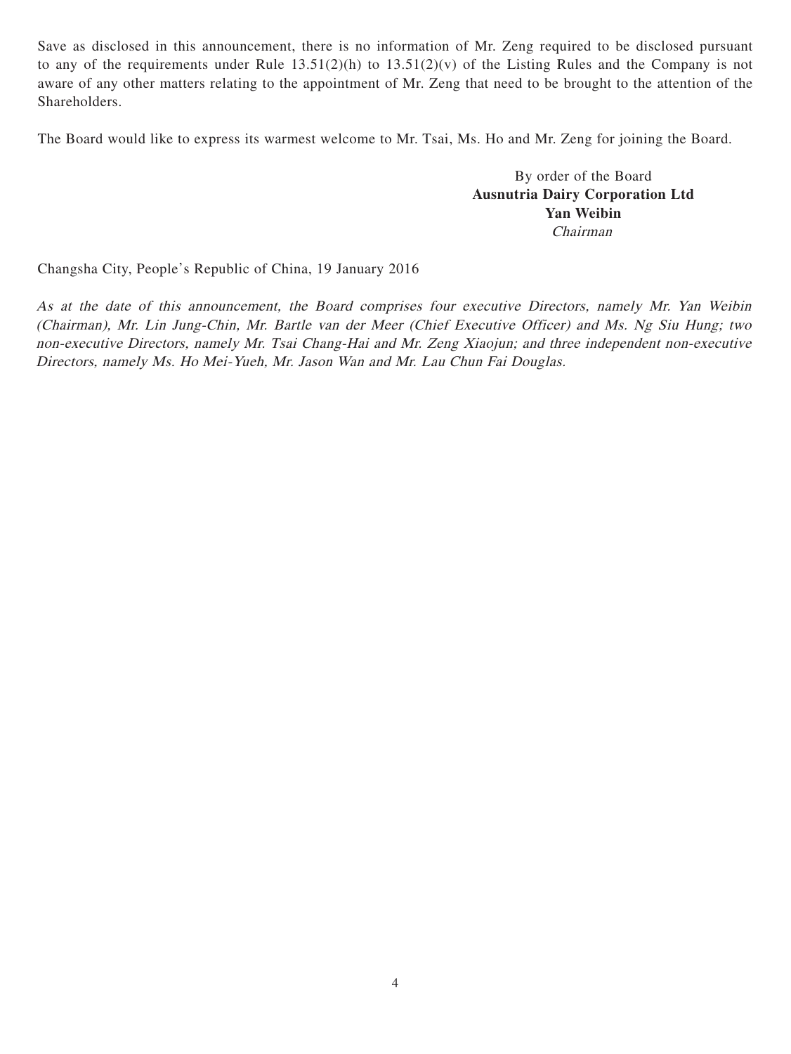Save as disclosed in this announcement, there is no information of Mr. Zeng required to be disclosed pursuant to any of the requirements under Rule 13.51(2)(h) to 13.51(2)(v) of the Listing Rules and the Company is not aware of any other matters relating to the appointment of Mr. Zeng that need to be brought to the attention of the Shareholders.

The Board would like to express its warmest welcome to Mr. Tsai, Ms. Ho and Mr. Zeng for joining the Board.

By order of the Board
**Ausnutria Dairy Corporation Ltd**
**Yan Weibin**
*Chairman*

Changsha City, People's Republic of China, 19 January 2016

*As at the date of this announcement, the Board comprises four executive Directors, namely Mr. Yan Weibin (Chairman), Mr. Lin Jung-Chin, Mr. Bartle van der Meer (Chief Executive Officer) and Ms. Ng Siu Hung; two non-executive Directors, namely Mr. Tsai Chang-Hai and Mr. Zeng Xiaojun; and three independent non-executive Directors, namely Ms. Ho Mei-Yueh, Mr. Jason Wan and Mr. Lau Chun Fai Douglas.*